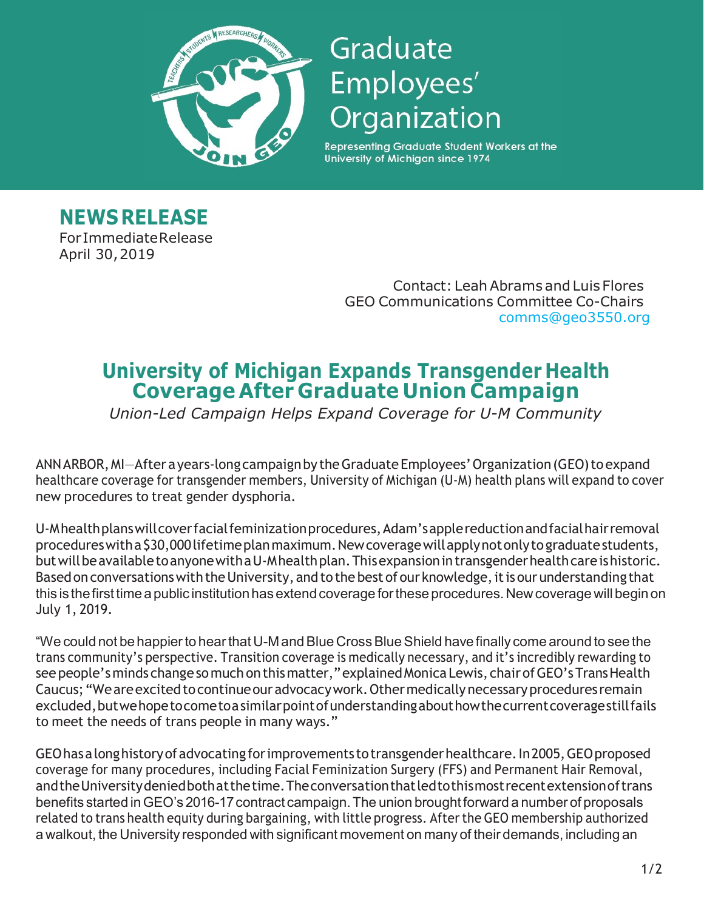# Graduate Employees' Organization

Representing Graduate Student Workers at the University of Michigan since 1974

## NEWS RELEASE

For Immediate Release
April 30, 2019

Contact: Leah Abrams and Luis Flores
GEO Communications Committee Co-Chairs
comms@geo3550.org

# University of Michigan Expands Transgender Health Coverage After Graduate Union Campaign

*Union-Led Campaign Helps Expand Coverage for U-M Community*

ANN ARBOR, MI—After a years-long campaign by the Graduate Employees' Organization (GEO) to expand healthcare coverage for transgender members, University of Michigan (U-M) health plans will expand to cover new procedures to treat gender dysphoria.

U-M health plans will cover facial feminization procedures, Adam's apple reduction and facial hair removal procedures with a $30,000 lifetime plan maximum. New coverage will apply not only to graduate students, but will be available to anyone with a U-M health plan. This expansion in transgender health care is historic. Based on conversations with the University, and to the best of our knowledge, it is our understanding that this is the first time a public institution has extend coverage for these procedures. New coverage will begin on July 1, 2019.

"We could not be happier to hear that U-M and Blue Cross Blue Shield have finally come around to see the trans community's perspective. Transition coverage is medically necessary, and it's incredibly rewarding to see people's minds change so much on this matter," explained Monica Lewis, chair of GEO's Trans Health Caucus; "We are excited to continue our advocacy work. Other medically necessary procedures remain excluded, but we hope to come to a similar point of understanding about how the current coverage still fails to meet the needs of trans people in many ways."

GEO has a long history of advocating for improvements to transgender healthcare. In 2005, GEO proposed coverage for many procedures, including Facial Feminization Surgery (FFS) and Permanent Hair Removal, and the University denied both at the time. The conversation that led to this most recent extension of trans benefits started in GEO's 2016-17 contract campaign. The union brought forward a number of proposals related to trans health equity during bargaining, with little progress. After the GEO membership authorized a walkout, the University responded with significant movement on many of their demands, including an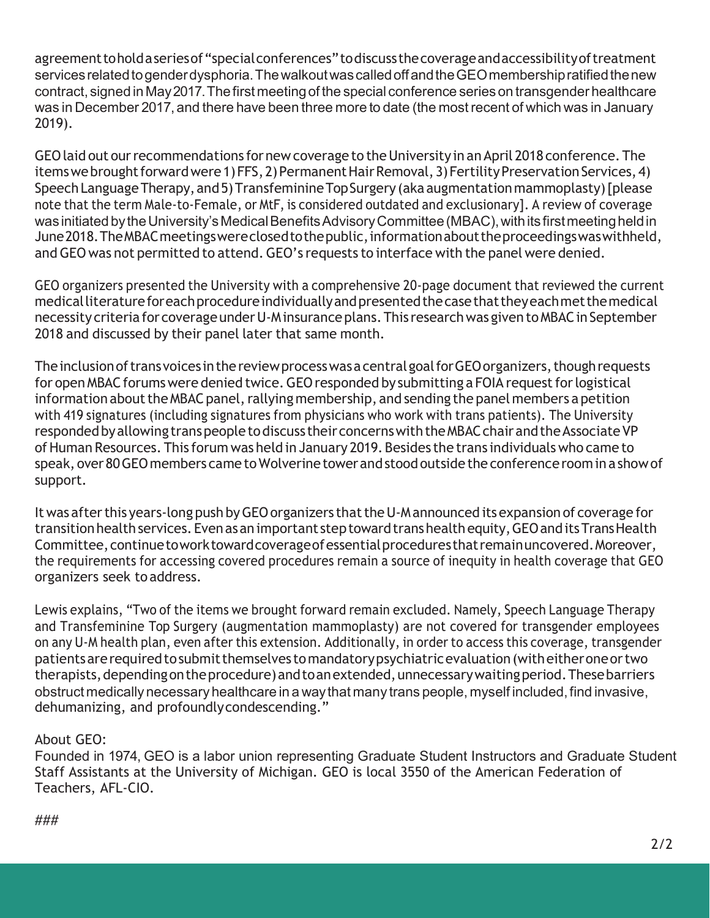agreement to hold a series of "special conferences" to discuss the coverage and accessibility of treatment services related to gender dysphoria. The walkout was called off and the GEO membership ratified the new contract, signed in May 2017. The first meeting of the special conference series on transgender healthcare was in December 2017, and there have been three more to date (the most recent of which was in January 2019).

GEO laid out our recommendations for new coverage to the University in an April 2018 conference. The items we brought forward were 1) FFS, 2) Permanent Hair Removal, 3) Fertility Preservation Services, 4) Speech Language Therapy, and 5) Transfeminine Top Surgery (aka augmentation mammoplasty) [please note that the term Male-to-Female, or MtF, is considered outdated and exclusionary]. A review of coverage was initiated by the University's Medical Benefits Advisory Committee (MBAC), with its first meeting held in June 2018. The MBAC meetings were closed to the public, information about the proceedings was withheld, and GEO was not permitted to attend. GEO's requests to interface with the panel were denied.

GEO organizers presented the University with a comprehensive 20-page document that reviewed the current medical literature for each procedure individually and presented the case that they each met the medical necessity criteria for coverage under U-M insurance plans. This research was given to MBAC in September 2018 and discussed by their panel later that same month.

The inclusion of trans voices in the review process was a central goal for GEO organizers, though requests for open MBAC forums were denied twice. GEO responded by submitting a FOIA request for logistical information about the MBAC panel, rallying membership, and sending the panel members a petition with 419 signatures (including signatures from physicians who work with trans patients). The University responded by allowing trans people to discuss their concerns with the MBAC chair and the Associate VP of Human Resources. This forum was held in January 2019. Besides the trans individuals who came to speak, over 80 GEO members came to Wolverine tower and stood outside the conference room in a show of support.

It was after this years-long push by GEO organizers that the U-M announced its expansion of coverage for transition health services. Even as an important step toward trans health equity, GEO and its Trans Health Committee, continue to work toward coverage of essential procedures that remain uncovered. Moreover, the requirements for accessing covered procedures remain a source of inequity in health coverage that GEO organizers seek to address.

Lewis explains, "Two of the items we brought forward remain excluded. Namely, Speech Language Therapy and Transfeminine Top Surgery (augmentation mammoplasty) are not covered for transgender employees on any U-M health plan, even after this extension. Additionally, in order to access this coverage, transgender patients are required to submit themselves to mandatory psychiatric evaluation (with either one or two therapists, depending on the procedure) and to an extended, unnecessary waiting period. These barriers obstruct medically necessary healthcare in a way that many trans people, myself included, find invasive, dehumanizing, and profoundly condescending."

About GEO:
Founded in 1974, GEO is a labor union representing Graduate Student Instructors and Graduate Student Staff Assistants at the University of Michigan. GEO is local 3550 of the American Federation of Teachers, AFL-CIO.

###